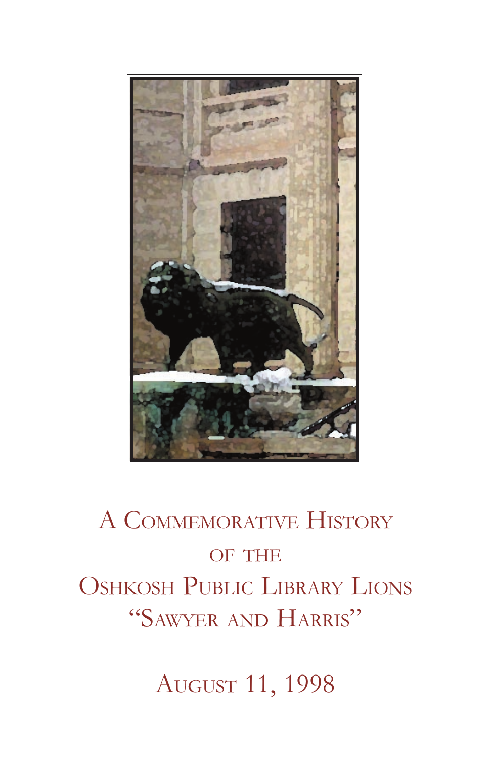# A Commemorative History of the Oshkosh Public Library Lions "Sawyer and Harris"

August 11, 1998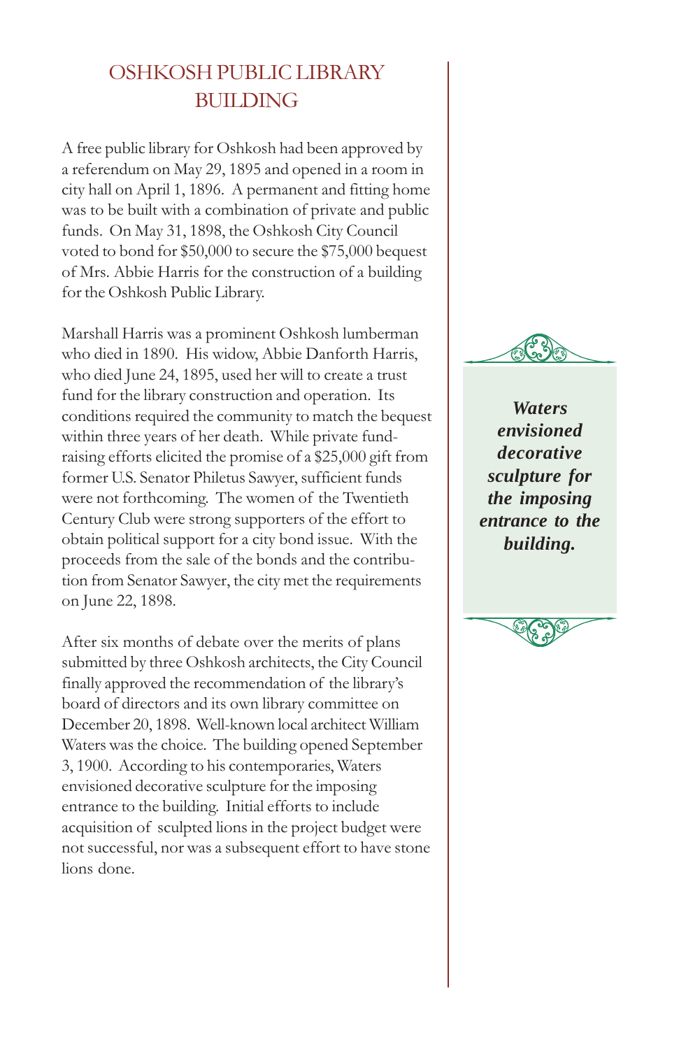# OSHKOSH PUBLIC LIBRARY BUILDING

A free public library for Oshkosh had been approved by a referendum on May 29, 1895 and opened in a room in city hall on April 1, 1896. A permanent and fitting home was to be built with a combination of private and public funds. On May 31, 1898, the Oshkosh City Council voted to bond for $50,000 to secure the $75,000 bequest of Mrs. Abbie Harris for the construction of a building for the Oshkosh Public Library.

Marshall Harris was a prominent Oshkosh lumberman who died in 1890. His widow, Abbie Danforth Harris, who died June 24, 1895, used her will to create a trust fund for the library construction and operation. Its conditions required the community to match the bequest within three years of her death. While private fund-raising efforts elicited the promise of a $25,000 gift from former U.S. Senator Philetus Sawyer, sufficient funds were not forthcoming. The women of the Twentieth Century Club were strong supporters of the effort to obtain political support for a city bond issue. With the proceeds from the sale of the bonds and the contribution from Senator Sawyer, the city met the requirements on June 22, 1898.

After six months of debate over the merits of plans submitted by three Oshkosh architects, the City Council finally approved the recommendation of the library's board of directors and its own library committee on December 20, 1898. Well-known local architect William Waters was the choice. The building opened September 3, 1900. According to his contemporaries, Waters envisioned decorative sculpture for the imposing entrance to the building. Initial efforts to include acquisition of sculpted lions in the project budget were not successful, nor was a subsequent effort to have stone lions done.

***Waters envisioned decorative sculpture for the imposing entrance to the building.***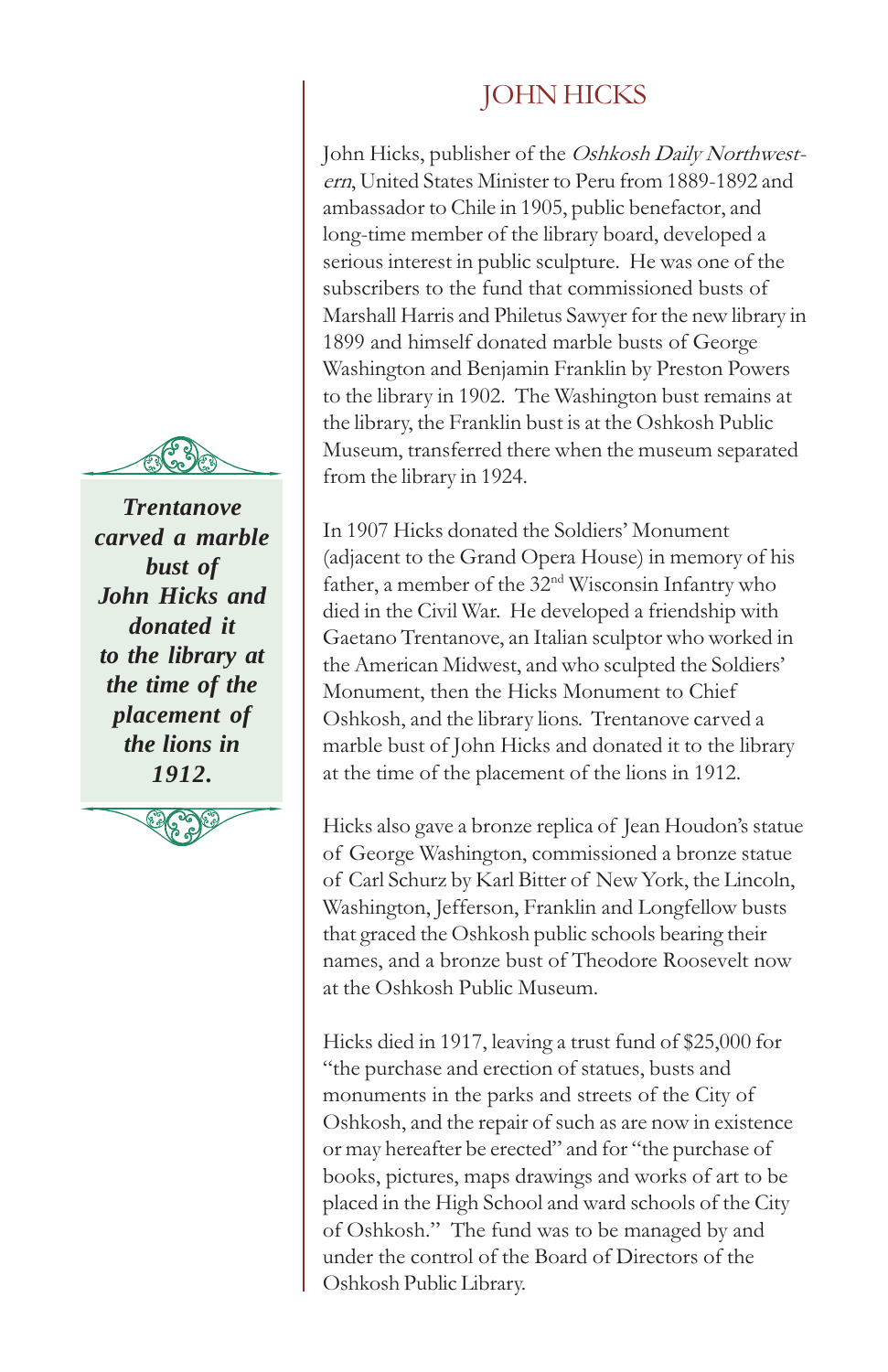# JOHN HICKS

John Hicks, publisher of the *Oshkosh Daily Northwestern*, United States Minister to Peru from 1889-1892 and ambassador to Chile in 1905, public benefactor, and long-time member of the library board, developed a serious interest in public sculpture. He was one of the subscribers to the fund that commissioned busts of Marshall Harris and Philetus Sawyer for the new library in 1899 and himself donated marble busts of George Washington and Benjamin Franklin by Preston Powers to the library in 1902. The Washington bust remains at the library, the Franklin bust is at the Oshkosh Public Museum, transferred there when the museum separated from the library in 1924.

In 1907 Hicks donated the Soldiers' Monument (adjacent to the Grand Opera House) in memory of his father, a member of the 32nd Wisconsin Infantry who died in the Civil War. He developed a friendship with Gaetano Trentanove, an Italian sculptor who worked in the American Midwest, and who sculpted the Soldiers' Monument, then the Hicks Monument to Chief Oshkosh, and the library lions. Trentanove carved a marble bust of John Hicks and donated it to the library at the time of the placement of the lions in 1912.

***Trentanove carved a marble bust of John Hicks and donated it to the library at the time of the placement of the lions in 1912.***

Hicks also gave a bronze replica of Jean Houdon's statue of George Washington, commissioned a bronze statue of Carl Schurz by Karl Bitter of New York, the Lincoln, Washington, Jefferson, Franklin and Longfellow busts that graced the Oshkosh public schools bearing their names, and a bronze bust of Theodore Roosevelt now at the Oshkosh Public Museum.

Hicks died in 1917, leaving a trust fund of $25,000 for "the purchase and erection of statues, busts and monuments in the parks and streets of the City of Oshkosh, and the repair of such as are now in existence or may hereafter be erected" and for "the purchase of books, pictures, maps drawings and works of art to be placed in the High School and ward schools of the City of Oshkosh." The fund was to be managed by and under the control of the Board of Directors of the Oshkosh Public Library.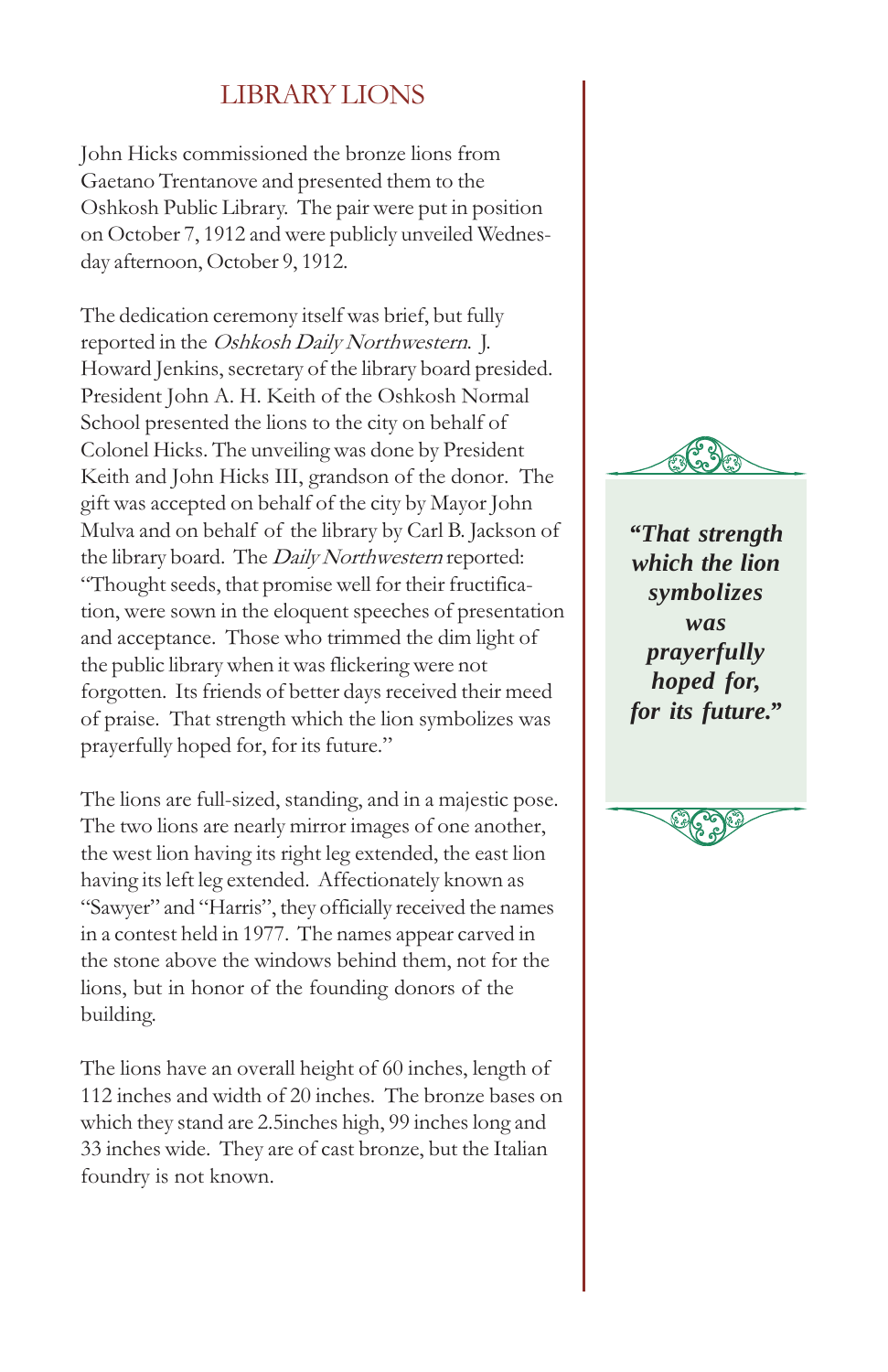## LIBRARY LIONS

John Hicks commissioned the bronze lions from Gaetano Trentanove and presented them to the Oshkosh Public Library. The pair were put in position on October 7, 1912 and were publicly unveiled Wednesday afternoon, October 9, 1912.

The dedication ceremony itself was brief, but fully reported in the *Oshkosh Daily Northwestern*. J. Howard Jenkins, secretary of the library board presided. President John A. H. Keith of the Oshkosh Normal School presented the lions to the city on behalf of Colonel Hicks. The unveiling was done by President Keith and John Hicks III, grandson of the donor. The gift was accepted on behalf of the city by Mayor John Mulva and on behalf of the library by Carl B. Jackson of the library board. The *Daily Northwestern* reported: "Thought seeds, that promise well for their fructification, were sown in the eloquent speeches of presentation and acceptance. Those who trimmed the dim light of the public library when it was flickering were not forgotten. Its friends of better days received their meed of praise. That strength which the lion symbolizes was prayerfully hoped for, for its future."

***"That strength which the lion symbolizes was prayerfully hoped for, for its future."***

The lions are full-sized, standing, and in a majestic pose. The two lions are nearly mirror images of one another, the west lion having its right leg extended, the east lion having its left leg extended. Affectionately known as "Sawyer" and "Harris", they officially received the names in a contest held in 1977. The names appear carved in the stone above the windows behind them, not for the lions, but in honor of the founding donors of the building.

The lions have an overall height of 60 inches, length of 112 inches and width of 20 inches. The bronze bases on which they stand are 2.5inches high, 99 inches long and 33 inches wide. They are of cast bronze, but the Italian foundry is not known.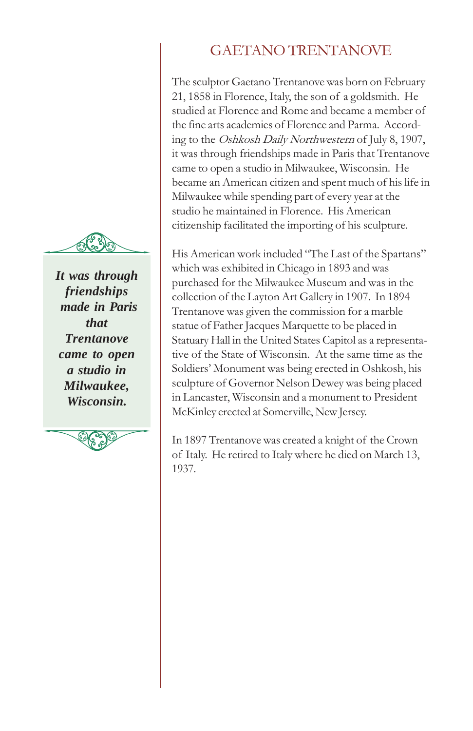# GAETANO TRENTANOVE

The sculptor Gaetano Trentanove was born on February 21, 1858 in Florence, Italy, the son of a goldsmith. He studied at Florence and Rome and became a member of the fine arts academies of Florence and Parma. According to the *Oshkosh Daily Northwestern* of July 8, 1907, it was through friendships made in Paris that Trentanove came to open a studio in Milwaukee, Wisconsin. He became an American citizen and spent much of his life in Milwaukee while spending part of every year at the studio he maintained in Florence. His American citizenship facilitated the importing of his sculpture.

> ***It was through friendships made in Paris that Trentanove came to open a studio in Milwaukee, Wisconsin.***

His American work included "The Last of the Spartans" which was exhibited in Chicago in 1893 and was purchased for the Milwaukee Museum and was in the collection of the Layton Art Gallery in 1907. In 1894 Trentanove was given the commission for a marble statue of Father Jacques Marquette to be placed in Statuary Hall in the United States Capitol as a representative of the State of Wisconsin. At the same time as the Soldiers' Monument was being erected in Oshkosh, his sculpture of Governor Nelson Dewey was being placed in Lancaster, Wisconsin and a monument to President McKinley erected at Somerville, New Jersey.

In 1897 Trentanove was created a knight of the Crown of Italy. He retired to Italy where he died on March 13, 1937.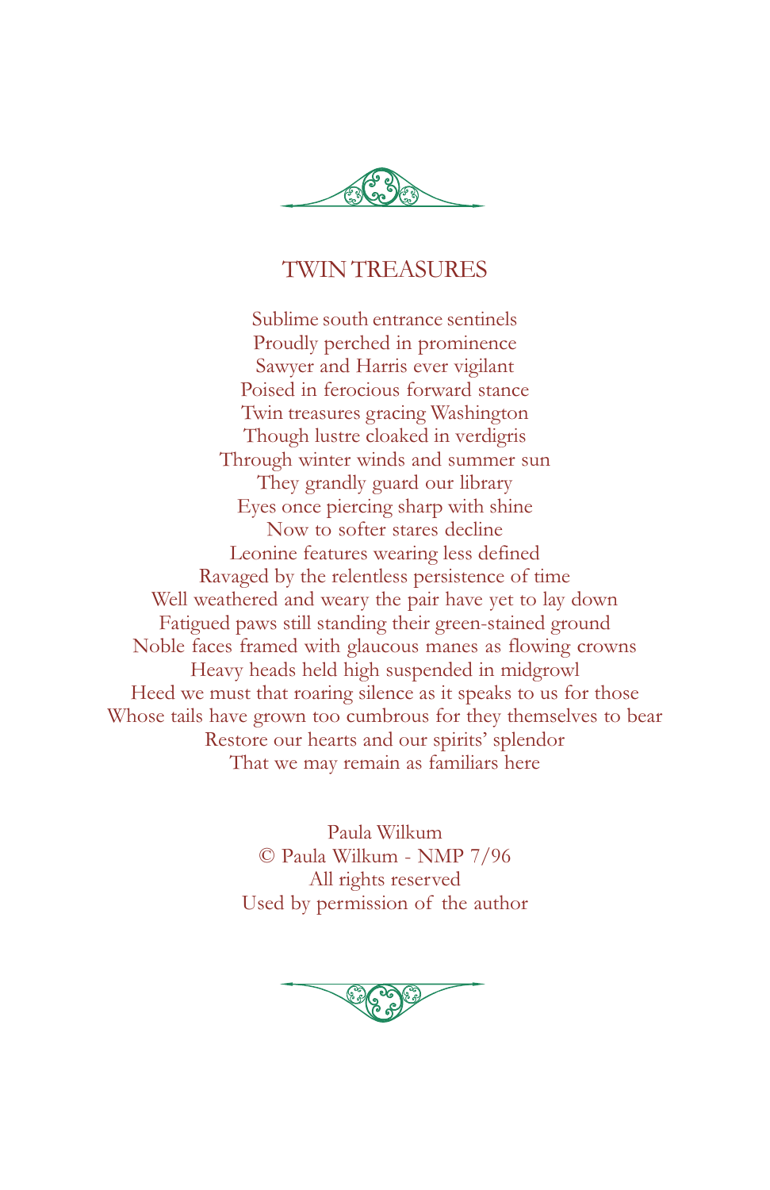# TWIN TREASURES

Sublime south entrance sentinels  
Proudly perched in prominence  
Sawyer and Harris ever vigilant  
Poised in ferocious forward stance  
Twin treasures gracing Washington  
Though lustre cloaked in verdigris  
Through winter winds and summer sun  
They grandly guard our library  
Eyes once piercing sharp with shine  
Now to softer stares decline  
Leonine features wearing less defined  
Ravaged by the relentless persistence of time  
Well weathered and weary the pair have yet to lay down  
Fatigued paws still standing their green-stained ground  
Noble faces framed with glaucous manes as flowing crowns  
Heavy heads held high suspended in midgrowl  
Heed we must that roaring silence as it speaks to us for those  
Whose tails have grown too cumbrous for they themselves to bear  
Restore our hearts and our spirits' splendor  
That we may remain as familiars here

Paula Wilkum  
© Paula Wilkum - NMP 7/96  
All rights reserved  
Used by permission of the author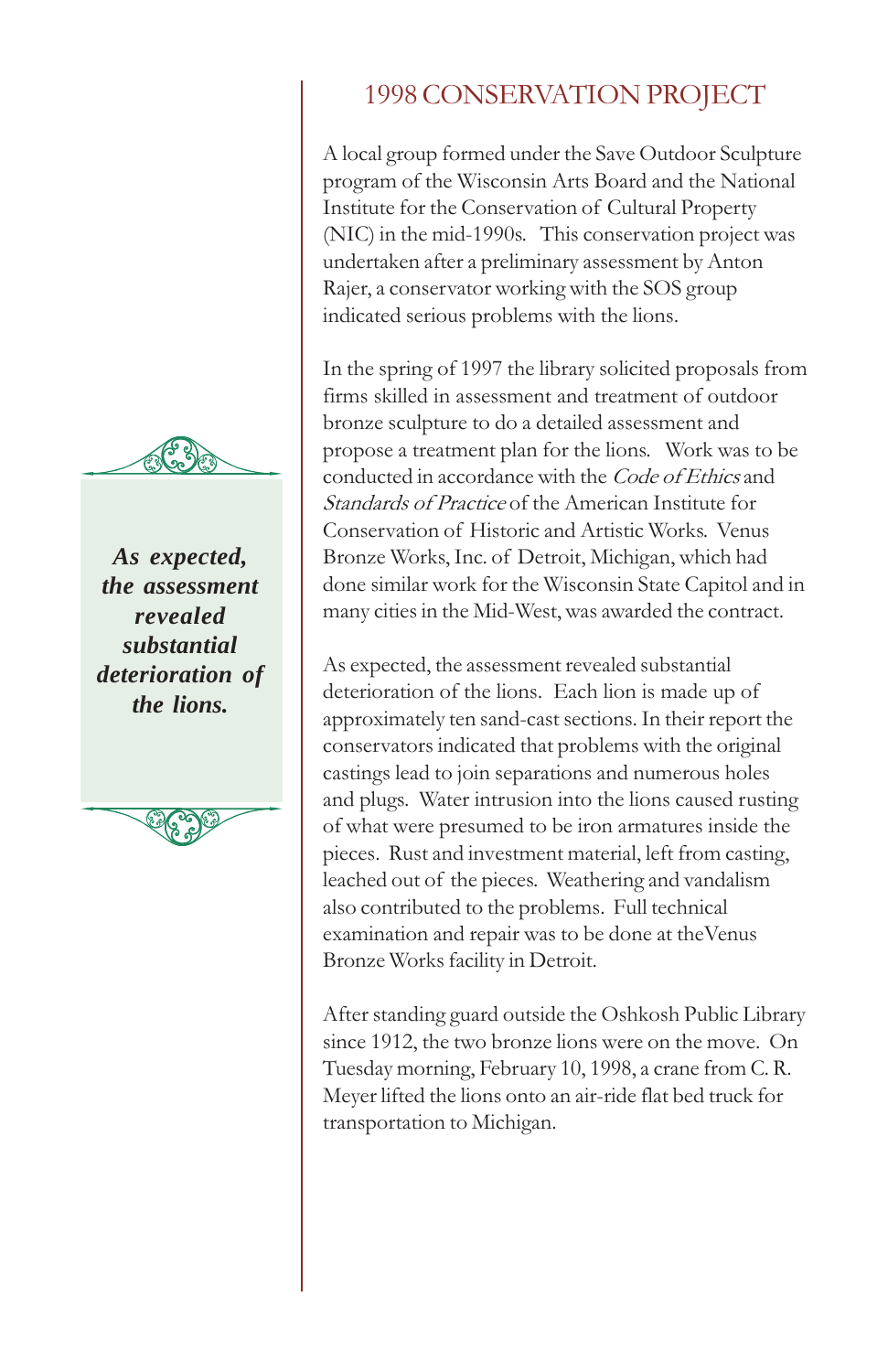## 1998 CONSERVATION PROJECT

A local group formed under the Save Outdoor Sculpture program of the Wisconsin Arts Board and the National Institute for the Conservation of Cultural Property (NIC) in the mid-1990s. This conservation project was undertaken after a preliminary assessment by Anton Rajer, a conservator working with the SOS group indicated serious problems with the lions.

In the spring of 1997 the library solicited proposals from firms skilled in assessment and treatment of outdoor bronze sculpture to do a detailed assessment and propose a treatment plan for the lions. Work was to be conducted in accordance with the *Code of Ethics* and *Standards of Practice* of the American Institute for Conservation of Historic and Artistic Works. Venus Bronze Works, Inc. of Detroit, Michigan, which had done similar work for the Wisconsin State Capitol and in many cities in the Mid-West, was awarded the contract.

***As expected, the assessment revealed substantial deterioration of the lions.***

As expected, the assessment revealed substantial deterioration of the lions. Each lion is made up of approximately ten sand-cast sections. In their report the conservators indicated that problems with the original castings lead to join separations and numerous holes and plugs. Water intrusion into the lions caused rusting of what were presumed to be iron armatures inside the pieces. Rust and investment material, left from casting, leached out of the pieces. Weathering and vandalism also contributed to the problems. Full technical examination and repair was to be done at theVenus Bronze Works facility in Detroit.

After standing guard outside the Oshkosh Public Library since 1912, the two bronze lions were on the move. On Tuesday morning, February 10, 1998, a crane from C. R. Meyer lifted the lions onto an air-ride flat bed truck for transportation to Michigan.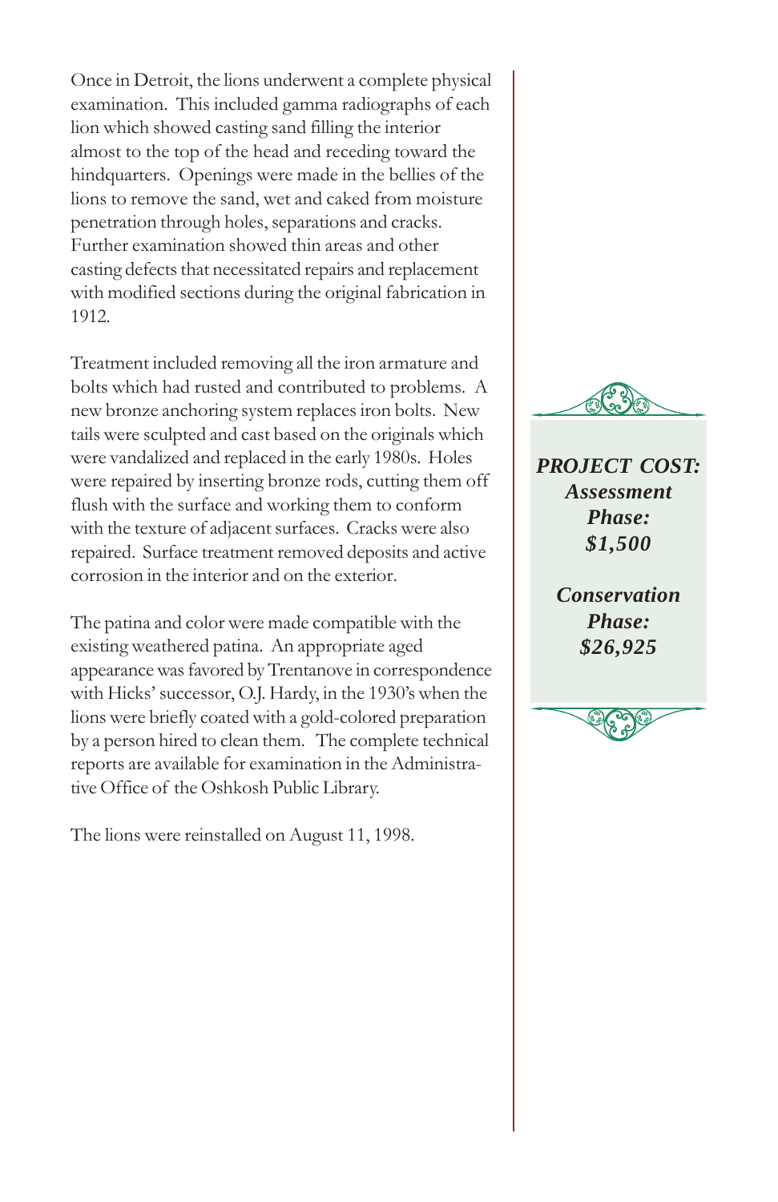Once in Detroit, the lions underwent a complete physical examination. This included gamma radiographs of each lion which showed casting sand filling the interior almost to the top of the head and receding toward the hindquarters. Openings were made in the bellies of the lions to remove the sand, wet and caked from moisture penetration through holes, separations and cracks. Further examination showed thin areas and other casting defects that necessitated repairs and replacement with modified sections during the original fabrication in 1912.

Treatment included removing all the iron armature and bolts which had rusted and contributed to problems. A new bronze anchoring system replaces iron bolts. New tails were sculpted and cast based on the originals which were vandalized and replaced in the early 1980s. Holes were repaired by inserting bronze rods, cutting them off flush with the surface and working them to conform with the texture of adjacent surfaces. Cracks were also repaired. Surface treatment removed deposits and active corrosion in the interior and on the exterior.

The patina and color were made compatible with the existing weathered patina. An appropriate aged appearance was favored by Trentanove in correspondence with Hicks' successor, O.J. Hardy, in the 1930's when the lions were briefly coated with a gold-colored preparation by a person hired to clean them. The complete technical reports are available for examination in the Administrative Office of the Oshkosh Public Library.

The lions were reinstalled on August 11, 1998.

***PROJECT COST:***

***Assessment Phase: $1,500***

***Conservation Phase: $26,925***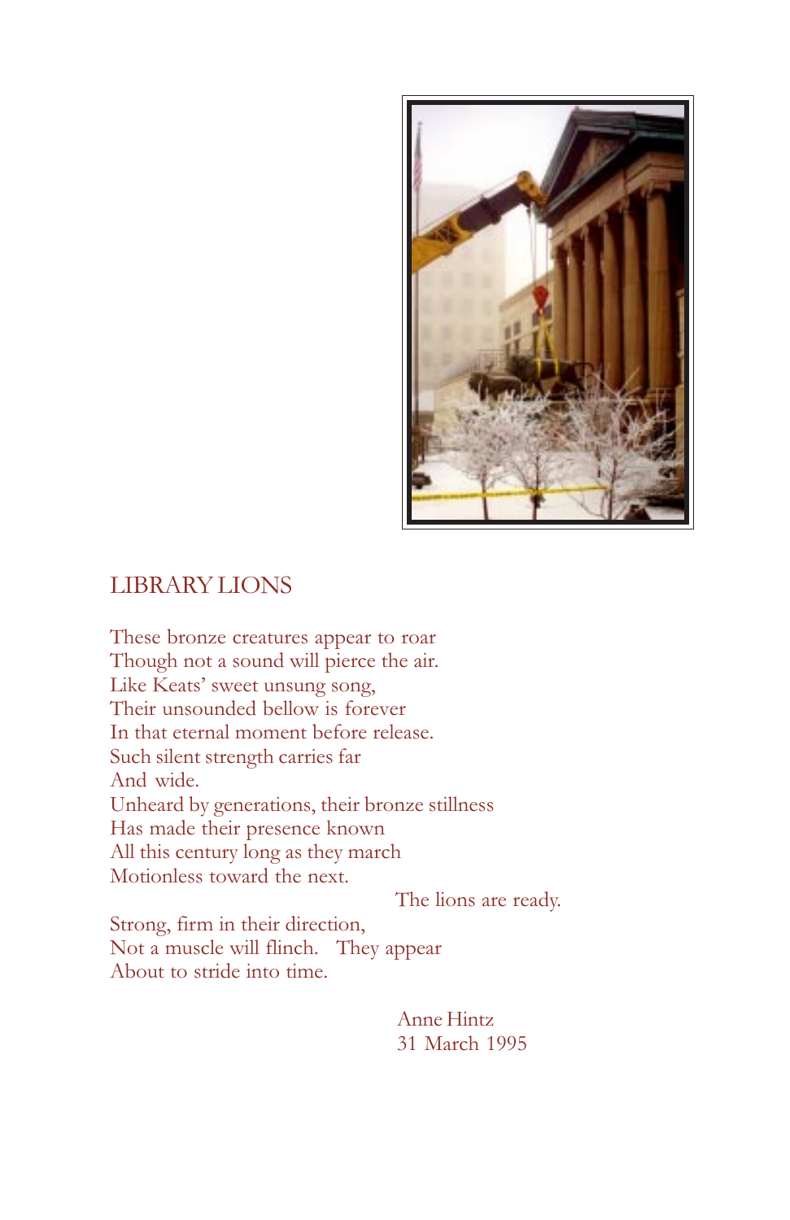## LIBRARY LIONS

These bronze creatures appear to roar  
Though not a sound will pierce the air.  
Like Keats' sweet unsung song,  
Their unsounded bellow is forever  
In that eternal moment before release.  
Such silent strength carries far  
And wide.  
Unheard by generations, their bronze stillness  
Has made their presence known  
All this century long as they march  
Motionless toward the next.  
The lions are ready.  
Strong, firm in their direction,  
Not a muscle will flinch. They appear  
About to stride into time.

Anne Hintz  
31 March 1995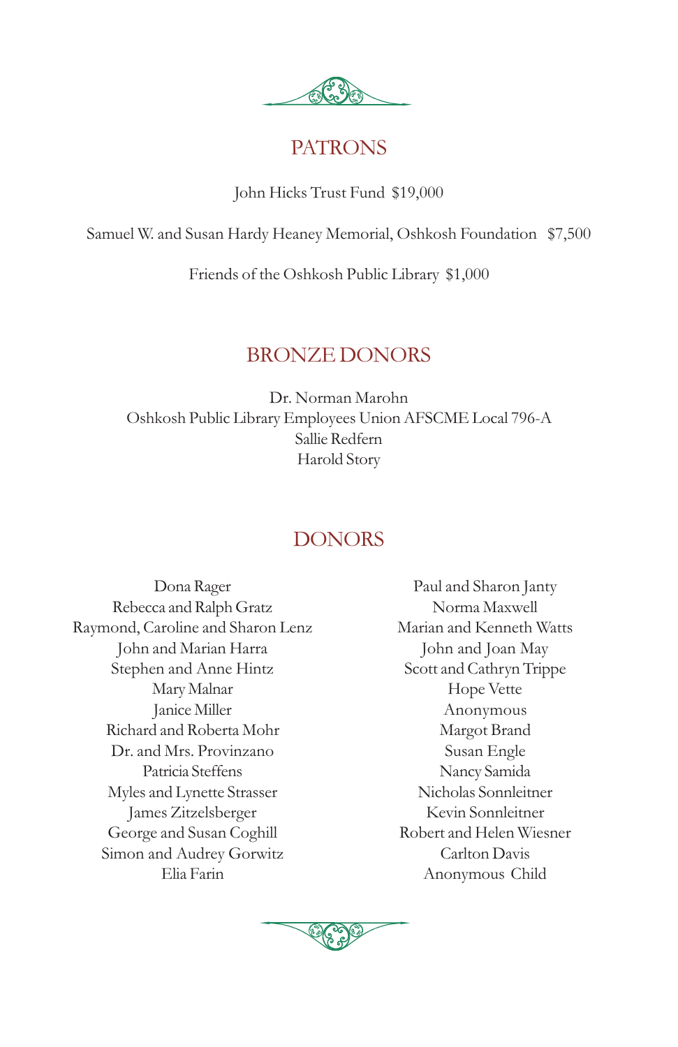## PATRONS

John Hicks Trust Fund $19,000

Samuel W. and Susan Hardy Heaney Memorial, Oshkosh Foundation $7,500

Friends of the Oshkosh Public Library $1,000

## BRONZE DONORS

Dr. Norman Marohn
Oshkosh Public Library Employees Union AFSCME Local 796-A
Sallie Redfern
Harold Story

## DONORS

Dona Rager
Rebecca and Ralph Gratz
Raymond, Caroline and Sharon Lenz
John and Marian Harra
Stephen and Anne Hintz
Mary Malnar
Janice Miller
Richard and Roberta Mohr
Dr. and Mrs. Provinzano
Patricia Steffens
Myles and Lynette Strasser
James Zitzelsberger
George and Susan Coghill
Simon and Audrey Gorwitz
Elia Farin
Paul and Sharon Janty
Norma Maxwell
Marian and Kenneth Watts
John and Joan May
Scott and Cathryn Trippe
Hope Vette
Anonymous
Margot Brand
Susan Engle
Nancy Samida
Nicholas Sonnleitner
Kevin Sonnleitner
Robert and Helen Wiesner
Carlton Davis
Anonymous Child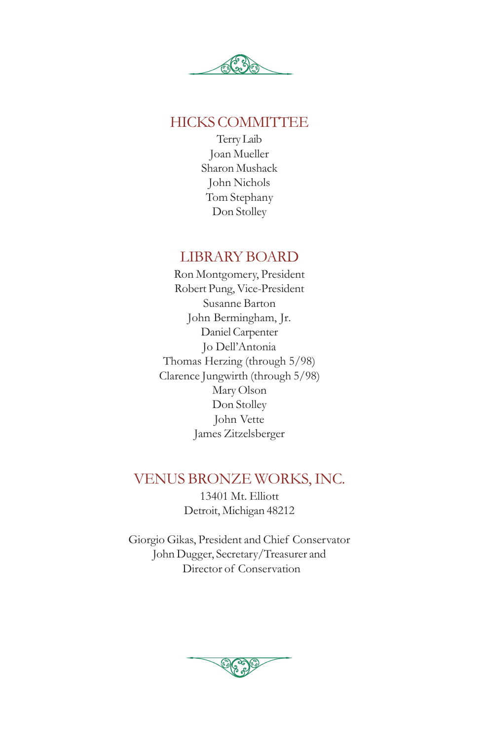## HICKS COMMITTEE

Terry Laib
Joan Mueller
Sharon Mushack
John Nichols
Tom Stephany
Don Stolley

## LIBRARY BOARD

Ron Montgomery, President
Robert Pung, Vice-President
Susanne Barton
John Bermingham, Jr.
Daniel Carpenter
Jo Dell'Antonia
Thomas Herzing (through 5/98)
Clarence Jungwirth (through 5/98)
Mary Olson
Don Stolley
John Vette
James Zitzelsberger

## VENUS BRONZE WORKS, INC.

13401 Mt. Elliott
Detroit, Michigan 48212

Giorgio Gikas, President and Chief Conservator
John Dugger, Secretary/Treasurer and
Director of Conservation